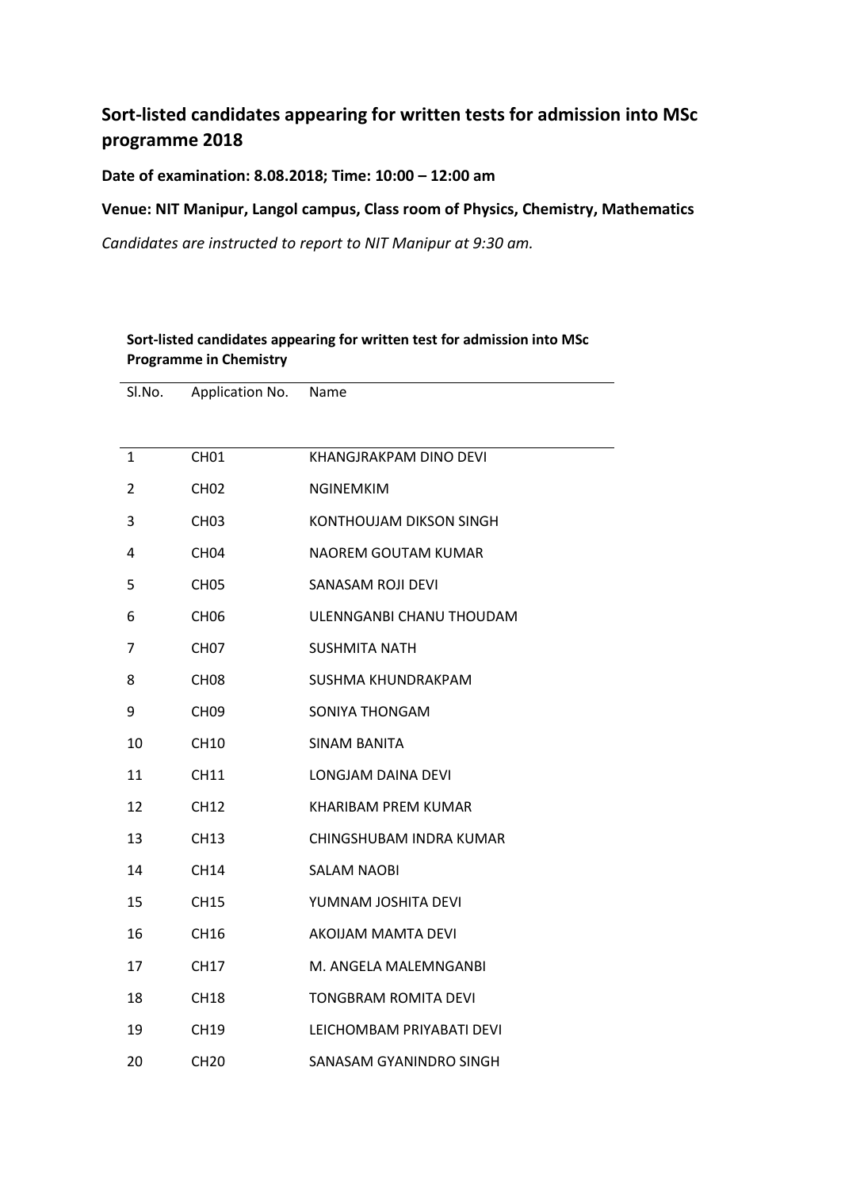## Sort-listed candidates appearing for written tests for admission into MSc programme 2018

**Date of examination: 8.08.2018; Time: 10:00 – 12:00 am**

**Venue: NIT Manipur, Langol campus, Class room of Physics, Chemistry, Mathematics**

*Candidates are instructed to report to NIT Manipur at 9:30 am.*

**Sort-listed candidates appearing for written test for admission into MSc Programme in Chemistry**

| Sl.No. | Application No. | Name |
| --- | --- | --- |
| 1 | CH01 | KHANGJRAKPAM DINO DEVI |
| 2 | CH02 | NGINEMKIM |
| 3 | CH03 | KONTHOUJAM DIKSON SINGH |
| 4 | CH04 | NAOREM GOUTAM KUMAR |
| 5 | CH05 | SANASAM ROJI DEVI |
| 6 | CH06 | ULENNGANBI CHANU THOUDAM |
| 7 | CH07 | SUSHMITA NATH |
| 8 | CH08 | SUSHMA KHUNDRAKPAM |
| 9 | CH09 | SONIYA THONGAM |
| 10 | CH10 | SINAM BANITA |
| 11 | CH11 | LONGJAM DAINA DEVI |
| 12 | CH12 | KHARIBAM PREM KUMAR |
| 13 | CH13 | CHINGSHUBAM INDRA KUMAR |
| 14 | CH14 | SALAM NAOBI |
| 15 | CH15 | YUMNAM JOSHITA DEVI |
| 16 | CH16 | AKOIJAM MAMTA DEVI |
| 17 | CH17 | M. ANGELA MALEMNGANBI |
| 18 | CH18 | TONGBRAM ROMITA DEVI |
| 19 | CH19 | LEICHOMBAM PRIYABATI DEVI |
| 20 | CH20 | SANASAM GYANINDRO SINGH |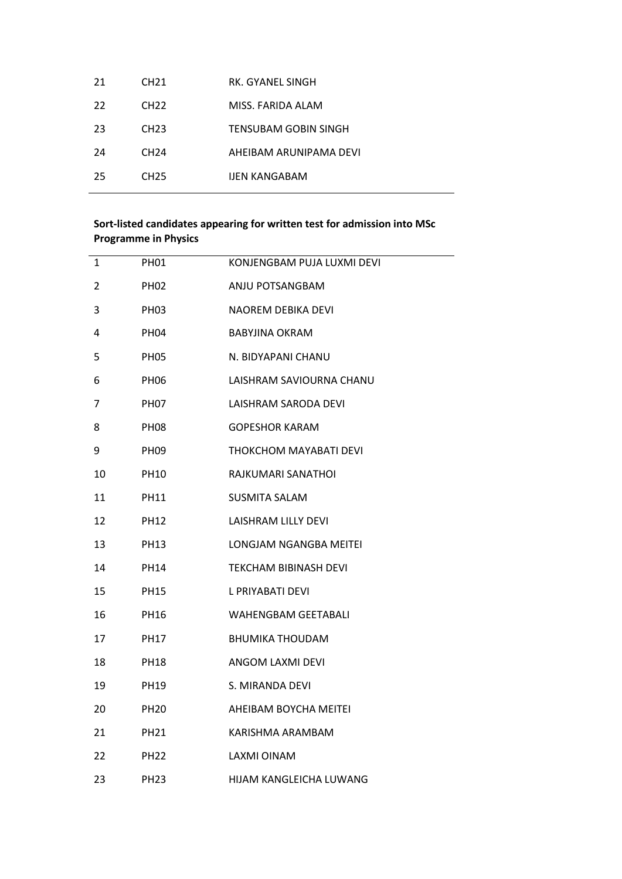| | | |
|---|---|---|
| 21 | CH21 | RK. GYANEL SINGH |
| 22 | CH22 | MISS. FARIDA ALAM |
| 23 | CH23 | TENSUBAM GOBIN SINGH |
| 24 | CH24 | AHEIBAM ARUNIPAMA DEVI |
| 25 | CH25 | IJEN KANGABAM |

**Sort-listed candidates appearing for written test for admission into MSc Programme in Physics**

| | | |
|---|---|---|
| 1 | PH01 | KONJENGBAM PUJA LUXMI DEVI |
| 2 | PH02 | ANJU POTSANGBAM |
| 3 | PH03 | NAOREM DEBIKA DEVI |
| 4 | PH04 | BABYJINA OKRAM |
| 5 | PH05 | N. BIDYAPANI CHANU |
| 6 | PH06 | LAISHRAM SAVIOURNA CHANU |
| 7 | PH07 | LAISHRAM SARODA DEVI |
| 8 | PH08 | GOPESHOR KARAM |
| 9 | PH09 | THOKCHOM MAYABATI DEVI |
| 10 | PH10 | RAJKUMARI SANATHOI |
| 11 | PH11 | SUSMITA SALAM |
| 12 | PH12 | LAISHRAM LILLY DEVI |
| 13 | PH13 | LONGJAM NGANGBA MEITEI |
| 14 | PH14 | TEKCHAM BIBINASH DEVI |
| 15 | PH15 | L PRIYABATI DEVI |
| 16 | PH16 | WAHENGBAM GEETABALI |
| 17 | PH17 | BHUMIKA THOUDAM |
| 18 | PH18 | ANGOM LAXMI DEVI |
| 19 | PH19 | S. MIRANDA DEVI |
| 20 | PH20 | AHEIBAM BOYCHA MEITEI |
| 21 | PH21 | KARISHMA ARAMBAM |
| 22 | PH22 | LAXMI OINAM |
| 23 | PH23 | HIJAM KANGLEICHA LUWANG |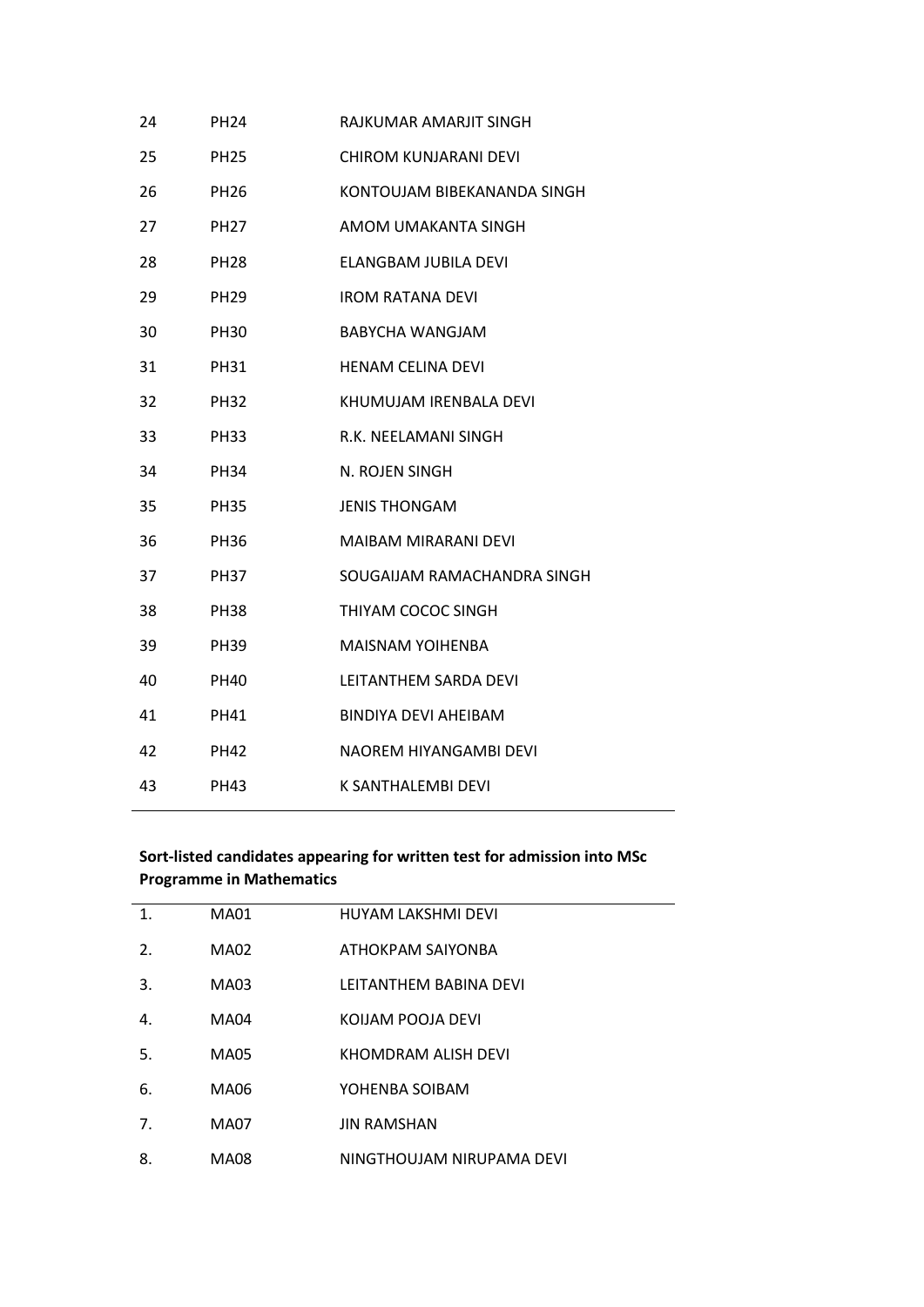| | | |
|---|---|---|
| 24 | PH24 | RAJKUMAR AMARJIT SINGH |
| 25 | PH25 | CHIROM KUNJARANI DEVI |
| 26 | PH26 | KONTOUJAM BIBEKANANDA SINGH |
| 27 | PH27 | AMOM UMAKANTA SINGH |
| 28 | PH28 | ELANGBAM JUBILA DEVI |
| 29 | PH29 | IROM RATANA DEVI |
| 30 | PH30 | BABYCHA WANGJAM |
| 31 | PH31 | HENAM CELINA DEVI |
| 32 | PH32 | KHUMUJAM IRENBALA DEVI |
| 33 | PH33 | R.K. NEELAMANI SINGH |
| 34 | PH34 | N. ROJEN SINGH |
| 35 | PH35 | JENIS THONGAM |
| 36 | PH36 | MAIBAM MIRARANI DEVI |
| 37 | PH37 | SOUGAIJAM RAMACHANDRA SINGH |
| 38 | PH38 | THIYAM COCOC SINGH |
| 39 | PH39 | MAISNAM YOIHENBA |
| 40 | PH40 | LEITANTHEM SARDA DEVI |
| 41 | PH41 | BINDIYA DEVI AHEIBAM |
| 42 | PH42 | NAOREM HIYANGAMBI DEVI |
| 43 | PH43 | K SANTHALEMBI DEVI |

**Sort-listed candidates appearing for written test for admission into MSc Programme in Mathematics**

| | | |
|---|---|---|
| 1. | MA01 | HUYAM LAKSHMI DEVI |
| 2. | MA02 | ATHOKPAM SAIYONBA |
| 3. | MA03 | LEITANTHEM BABINA DEVI |
| 4. | MA04 | KOIJAM POOJA DEVI |
| 5. | MA05 | KHOMDRAM ALISH DEVI |
| 6. | MA06 | YOHENBA SOIBAM |
| 7. | MA07 | JIN RAMSHAN |
| 8. | MA08 | NINGTHOUJAM NIRUPAMA DEVI |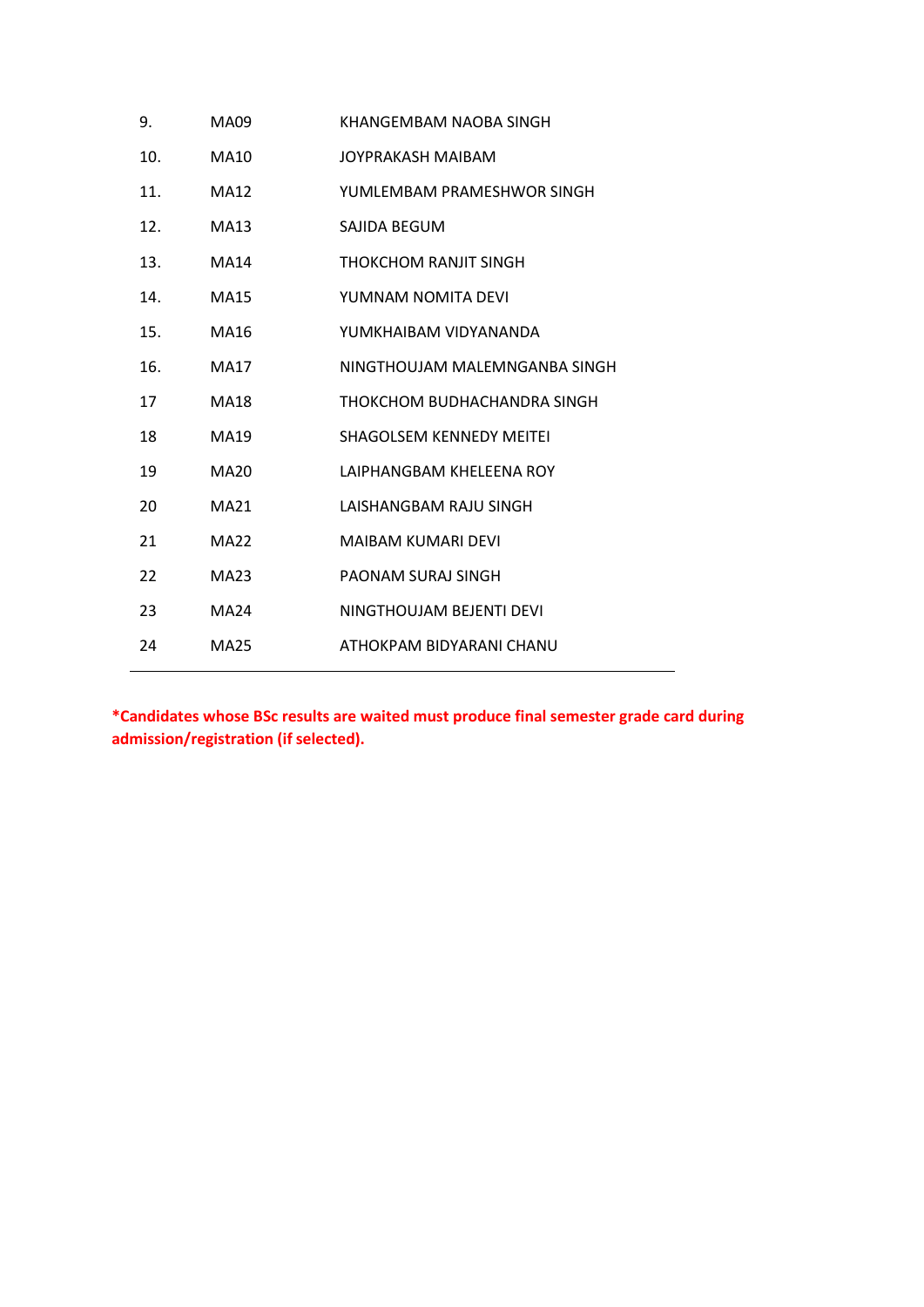| | | |
|---|---|---|
| 9. | MA09 | KHANGEMBAM NAOBA SINGH |
| 10. | MA10 | JOYPRAKASH MAIBAM |
| 11. | MA12 | YUMLEMBAM PRAMESHWOR SINGH |
| 12. | MA13 | SAJIDA BEGUM |
| 13. | MA14 | THOKCHOM RANJIT SINGH |
| 14. | MA15 | YUMNAM NOMITA DEVI |
| 15. | MA16 | YUMKHAIBAM VIDYANANDA |
| 16. | MA17 | NINGTHOUJAM MALEMNGANBA SINGH |
| 17 | MA18 | THOKCHOM BUDHACHANDRA SINGH |
| 18 | MA19 | SHAGOLSEM KENNEDY MEITEI |
| 19 | MA20 | LAIPHANGBAM KHELEENA ROY |
| 20 | MA21 | LAISHANGBAM RAJU SINGH |
| 21 | MA22 | MAIBAM KUMARI DEVI |
| 22 | MA23 | PAONAM SURAJ SINGH |
| 23 | MA24 | NINGTHOUJAM BEJENTI DEVI |
| 24 | MA25 | ATHOKPAM BIDYARANI CHANU |

**\*Candidates whose BSc results are waited must produce final semester grade card during admission/registration (if selected).**